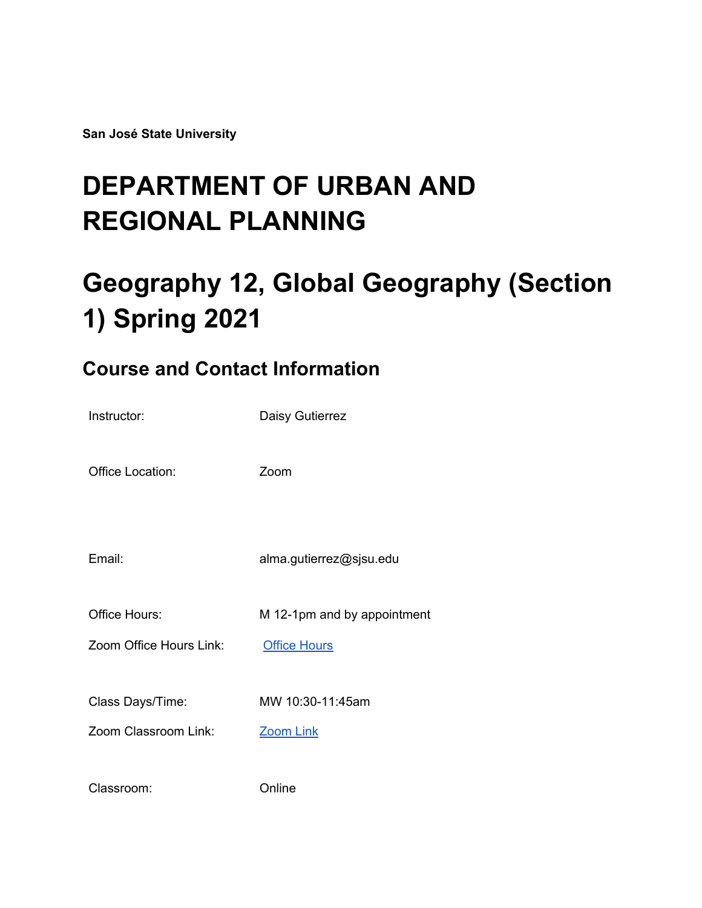**San José State University**

# DEPARTMENT OF URBAN AND REGIONAL PLANNING

# Geography 12, Global Geography (Section 1) Spring 2021

## Course and Contact Information

| | |
|---|---|
| Instructor: | Daisy Gutierrez |
| Office Location: | Zoom |
| Email: | alma.gutierrez@sjsu.edu |
| Office Hours: | M 12-1pm and by appointment |
| Zoom Office Hours Link: | Office Hours |
| Class Days/Time: | MW 10:30-11:45am |
| Zoom Classroom Link: | Zoom Link |
| Classroom: | Online |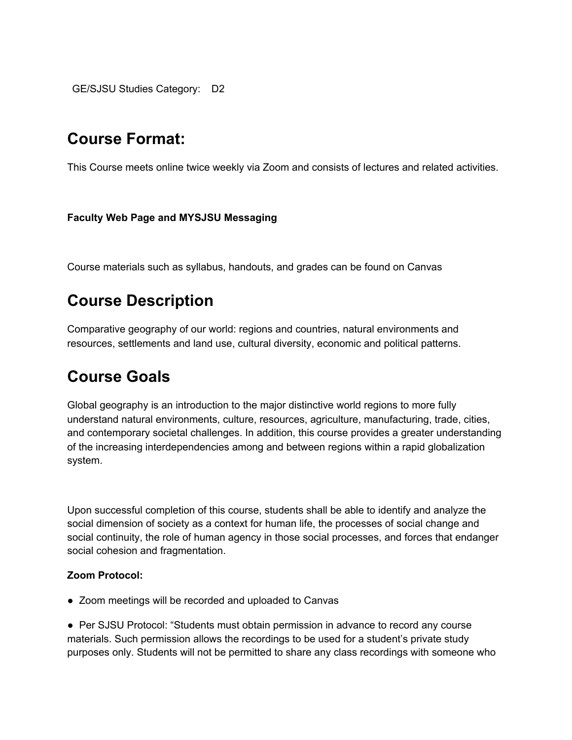GE/SJSU Studies Category: D2

# Course Format:

This Course meets online twice weekly via Zoom and consists of lectures and related activities.

**Faculty Web Page and MYSJSU Messaging**

Course materials such as syllabus, handouts, and grades can be found on Canvas

# Course Description

Comparative geography of our world: regions and countries, natural environments and resources, settlements and land use, cultural diversity, economic and political patterns.

# Course Goals

Global geography is an introduction to the major distinctive world regions to more fully understand natural environments, culture, resources, agriculture, manufacturing, trade, cities, and contemporary societal challenges. In addition, this course provides a greater understanding of the increasing interdependencies among and between regions within a rapid globalization system.

Upon successful completion of this course, students shall be able to identify and analyze the social dimension of society as a context for human life, the processes of social change and social continuity, the role of human agency in those social processes, and forces that endanger social cohesion and fragmentation.

**Zoom Protocol:**

- Zoom meetings will be recorded and uploaded to Canvas
- Per SJSU Protocol: "Students must obtain permission in advance to record any course materials. Such permission allows the recordings to be used for a student's private study purposes only. Students will not be permitted to share any class recordings with someone who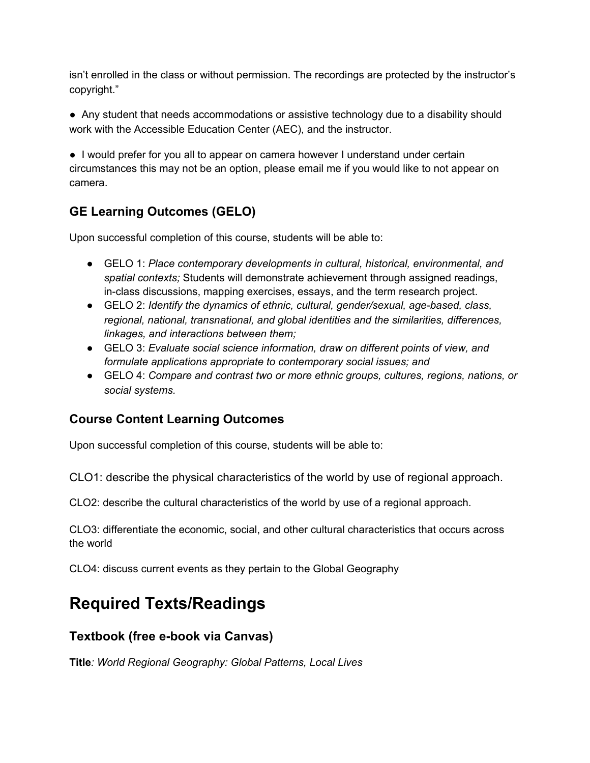isn't enrolled in the class or without permission. The recordings are protected by the instructor's copyright."

● Any student that needs accommodations or assistive technology due to a disability should work with the Accessible Education Center (AEC), and the instructor.

● I would prefer for you all to appear on camera however I understand under certain circumstances this may not be an option, please email me if you would like to not appear on camera.

### GE Learning Outcomes (GELO)

Upon successful completion of this course, students will be able to:

- GELO 1: *Place contemporary developments in cultural, historical, environmental, and spatial contexts;* Students will demonstrate achievement through assigned readings, in-class discussions, mapping exercises, essays, and the term research project.
- GELO 2: *Identify the dynamics of ethnic, cultural, gender/sexual, age-based, class, regional, national, transnational, and global identities and the similarities, differences, linkages, and interactions between them;*
- GELO 3: *Evaluate social science information, draw on different points of view, and formulate applications appropriate to contemporary social issues; and*
- GELO 4: *Compare and contrast two or more ethnic groups, cultures, regions, nations, or social systems.*

### Course Content Learning Outcomes

Upon successful completion of this course, students will be able to:

CLO1: describe the physical characteristics of the world by use of regional approach.

CLO2: describe the cultural characteristics of the world by use of a regional approach.

CLO3: differentiate the economic, social, and other cultural characteristics that occurs across the world

CLO4: discuss current events as they pertain to the Global Geography

## Required Texts/Readings

### Textbook (free e-book via Canvas)

**Title***: World Regional Geography: Global Patterns, Local Lives*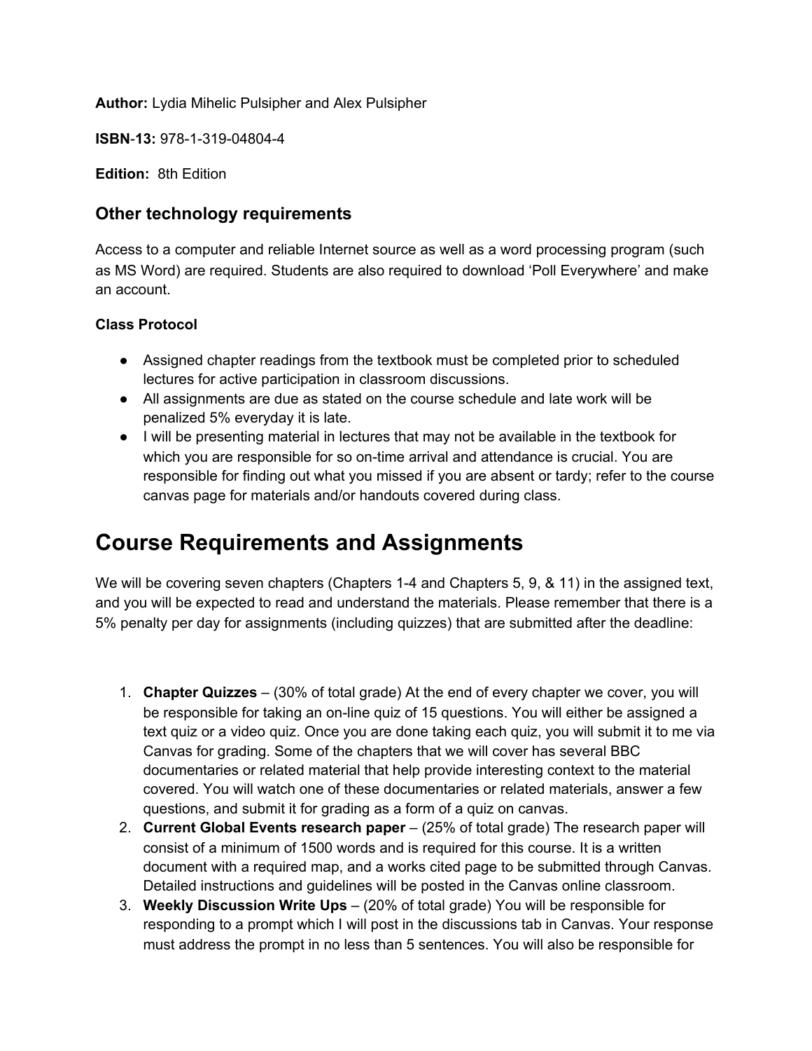**Author:** Lydia Mihelic Pulsipher and Alex Pulsipher

**ISBN-13:** 978-1-319-04804-4

**Edition:** 8th Edition

### Other technology requirements

Access to a computer and reliable Internet source as well as a word processing program (such as MS Word) are required. Students are also required to download 'Poll Everywhere' and make an account.

**Class Protocol**

- Assigned chapter readings from the textbook must be completed prior to scheduled lectures for active participation in classroom discussions.
- All assignments are due as stated on the course schedule and late work will be penalized 5% everyday it is late.
- I will be presenting material in lectures that may not be available in the textbook for which you are responsible for so on-time arrival and attendance is crucial. You are responsible for finding out what you missed if you are absent or tardy; refer to the course canvas page for materials and/or handouts covered during class.

# Course Requirements and Assignments

We will be covering seven chapters (Chapters 1-4 and Chapters 5, 9, & 11) in the assigned text, and you will be expected to read and understand the materials. Please remember that there is a 5% penalty per day for assignments (including quizzes) that are submitted after the deadline:

1. **Chapter Quizzes** – (30% of total grade) At the end of every chapter we cover, you will be responsible for taking an on-line quiz of 15 questions. You will either be assigned a text quiz or a video quiz. Once you are done taking each quiz, you will submit it to me via Canvas for grading. Some of the chapters that we will cover has several BBC documentaries or related material that help provide interesting context to the material covered. You will watch one of these documentaries or related materials, answer a few questions, and submit it for grading as a form of a quiz on canvas.
2. **Current Global Events research paper** – (25% of total grade) The research paper will consist of a minimum of 1500 words and is required for this course. It is a written document with a required map, and a works cited page to be submitted through Canvas. Detailed instructions and guidelines will be posted in the Canvas online classroom.
3. **Weekly Discussion Write Ups** – (20% of total grade) You will be responsible for responding to a prompt which I will post in the discussions tab in Canvas. Your response must address the prompt in no less than 5 sentences. You will also be responsible for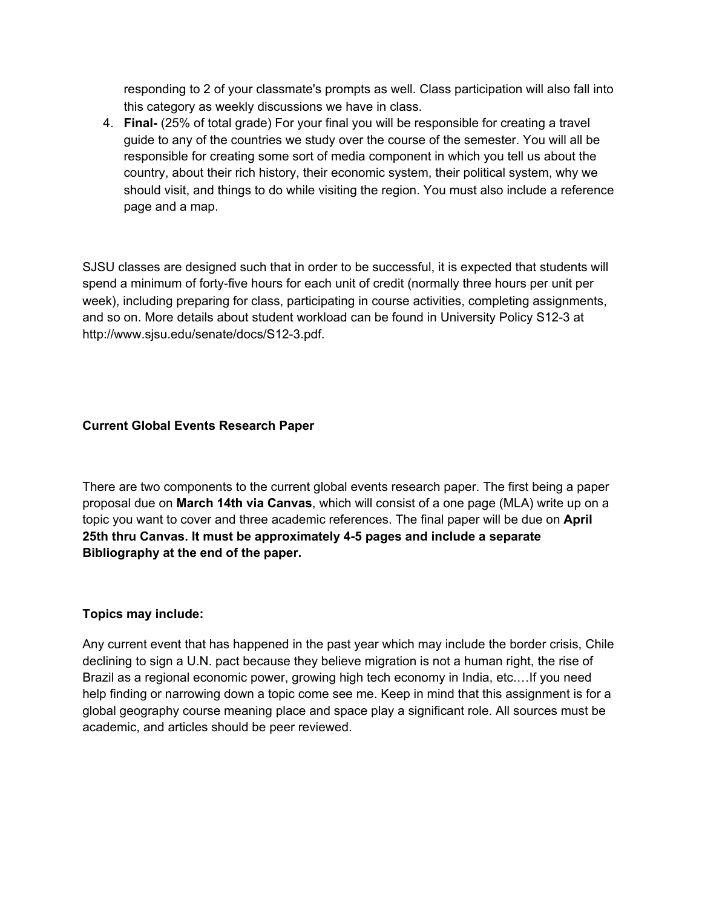responding to 2 of your classmate's prompts as well. Class participation will also fall into this category as weekly discussions we have in class.

4. **Final-** (25% of total grade) For your final you will be responsible for creating a travel guide to any of the countries we study over the course of the semester. You will all be responsible for creating some sort of media component in which you tell us about the country, about their rich history, their economic system, their political system, why we should visit, and things to do while visiting the region. You must also include a reference page and a map.

SJSU classes are designed such that in order to be successful, it is expected that students will spend a minimum of forty-five hours for each unit of credit (normally three hours per unit per week), including preparing for class, participating in course activities, completing assignments, and so on. More details about student workload can be found in University Policy S12-3 at http://www.sjsu.edu/senate/docs/S12-3.pdf.

**Current Global Events Research Paper**

There are two components to the current global events research paper. The first being a paper proposal due on **March 14th via Canvas**, which will consist of a one page (MLA) write up on a topic you want to cover and three academic references. The final paper will be due on **April 25th thru Canvas. It must be approximately 4-5 pages and include a separate Bibliography at the end of the paper.**

**Topics may include:**

Any current event that has happened in the past year which may include the border crisis, Chile declining to sign a U.N. pact because they believe migration is not a human right, the rise of Brazil as a regional economic power, growing high tech economy in India, etc.…If you need help finding or narrowing down a topic come see me. Keep in mind that this assignment is for a global geography course meaning place and space play a significant role. All sources must be academic, and articles should be peer reviewed.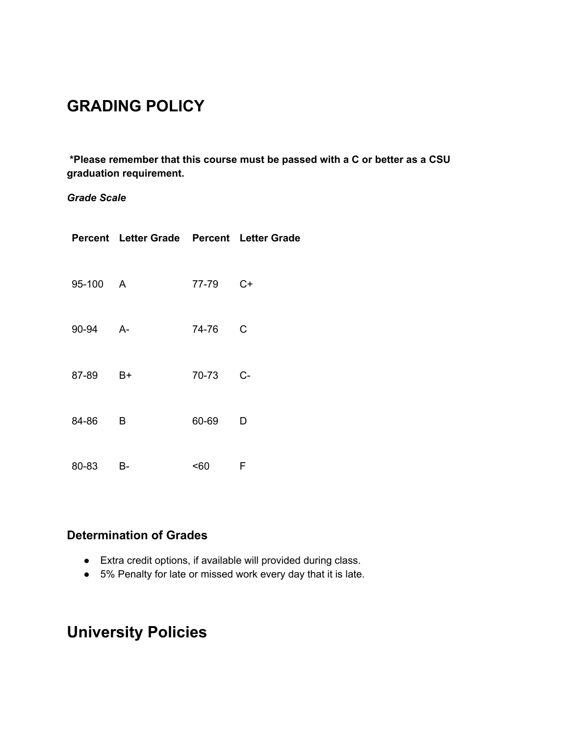# GRADING POLICY

**\*Please remember that this course must be passed with a C or better as a CSU graduation requirement.**

***Grade Scale***

| Percent | Letter Grade | Percent | Letter Grade |
|---|---|---|---|
| 95-100 | A | 77-79 | C+ |
| 90-94 | A- | 74-76 | C |
| 87-89 | B+ | 70-73 | C- |
| 84-86 | B | 60-69 | D |
| 80-83 | B- | <60 | F |

### Determination of Grades

- Extra credit options, if available will provided during class.
- 5% Penalty for late or missed work every day that it is late.

# University Policies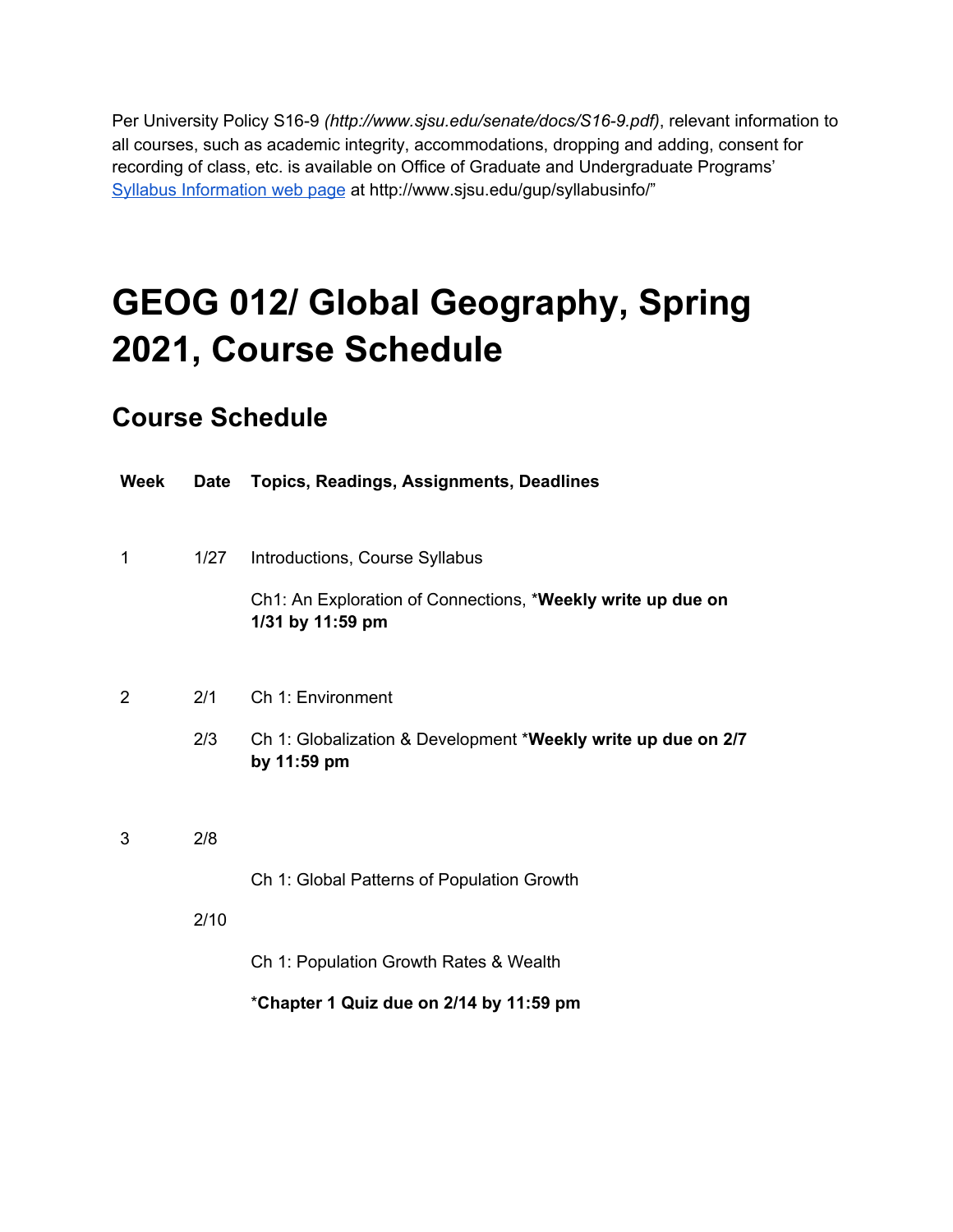Per University Policy S16-9 *(http://www.sjsu.edu/senate/docs/S16-9.pdf)*, relevant information to all courses, such as academic integrity, accommodations, dropping and adding, consent for recording of class, etc. is available on Office of Graduate and Undergraduate Programs' [Syllabus Information web page](http://www.sjsu.edu/gup/syllabusinfo/) at http://www.sjsu.edu/gup/syllabusinfo/"

# GEOG 012/ Global Geography, Spring 2021, Course Schedule

## Course Schedule

| Week | Date | Topics, Readings, Assignments, Deadlines |
|---|---|---|
| 1 | 1/27 | Introductions, Course Syllabus<br><br>Ch1: An Exploration of Connections, ***Weekly write up due on 1/31 by 11:59 pm** |
| 2 | 2/1 | Ch 1: Environment |
| | 2/3 | Ch 1: Globalization & Development ***Weekly write up due on 2/7 by 11:59 pm** |
| 3 | 2/8 | Ch 1: Global Patterns of Population Growth |
| | 2/10 | Ch 1: Population Growth Rates & Wealth<br><br>***Chapter 1 Quiz due on 2/14 by 11:59 pm** |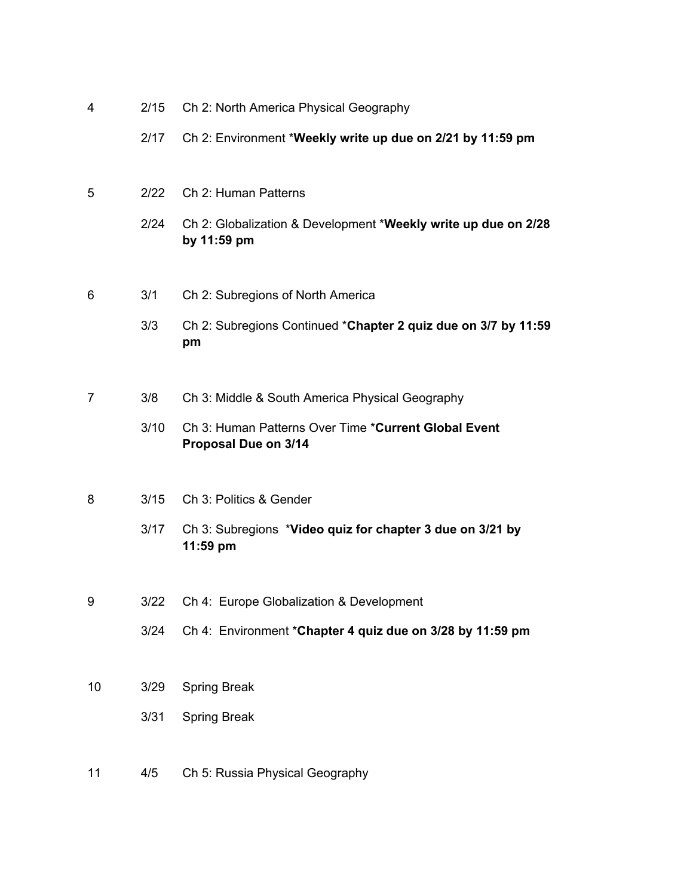| | | |
|---|---|---|
| 4 | 2/15 | Ch 2: North America Physical Geography |
| | 2/17 | Ch 2: Environment ***Weekly write up due on 2/21 by 11:59 pm** |
| 5 | 2/22 | Ch 2: Human Patterns |
| | 2/24 | Ch 2: Globalization & Development ***Weekly write up due on 2/28 by 11:59 pm** |
| 6 | 3/1 | Ch 2: Subregions of North America |
| | 3/3 | Ch 2: Subregions Continued ***Chapter 2 quiz due on 3/7 by 11:59 pm** |
| 7 | 3/8 | Ch 3: Middle & South America Physical Geography |
| | 3/10 | Ch 3: Human Patterns Over Time ***Current Global Event Proposal Due on 3/14** |
| 8 | 3/15 | Ch 3: Politics & Gender |
| | 3/17 | Ch 3: Subregions ***Video quiz for chapter 3 due on 3/21 by 11:59 pm** |
| 9 | 3/22 | Ch 4: Europe Globalization & Development |
| | 3/24 | Ch 4: Environment ***Chapter 4 quiz due on 3/28 by 11:59 pm** |
| 10 | 3/29 | Spring Break |
| | 3/31 | Spring Break |
| 11 | 4/5 | Ch 5: Russia Physical Geography |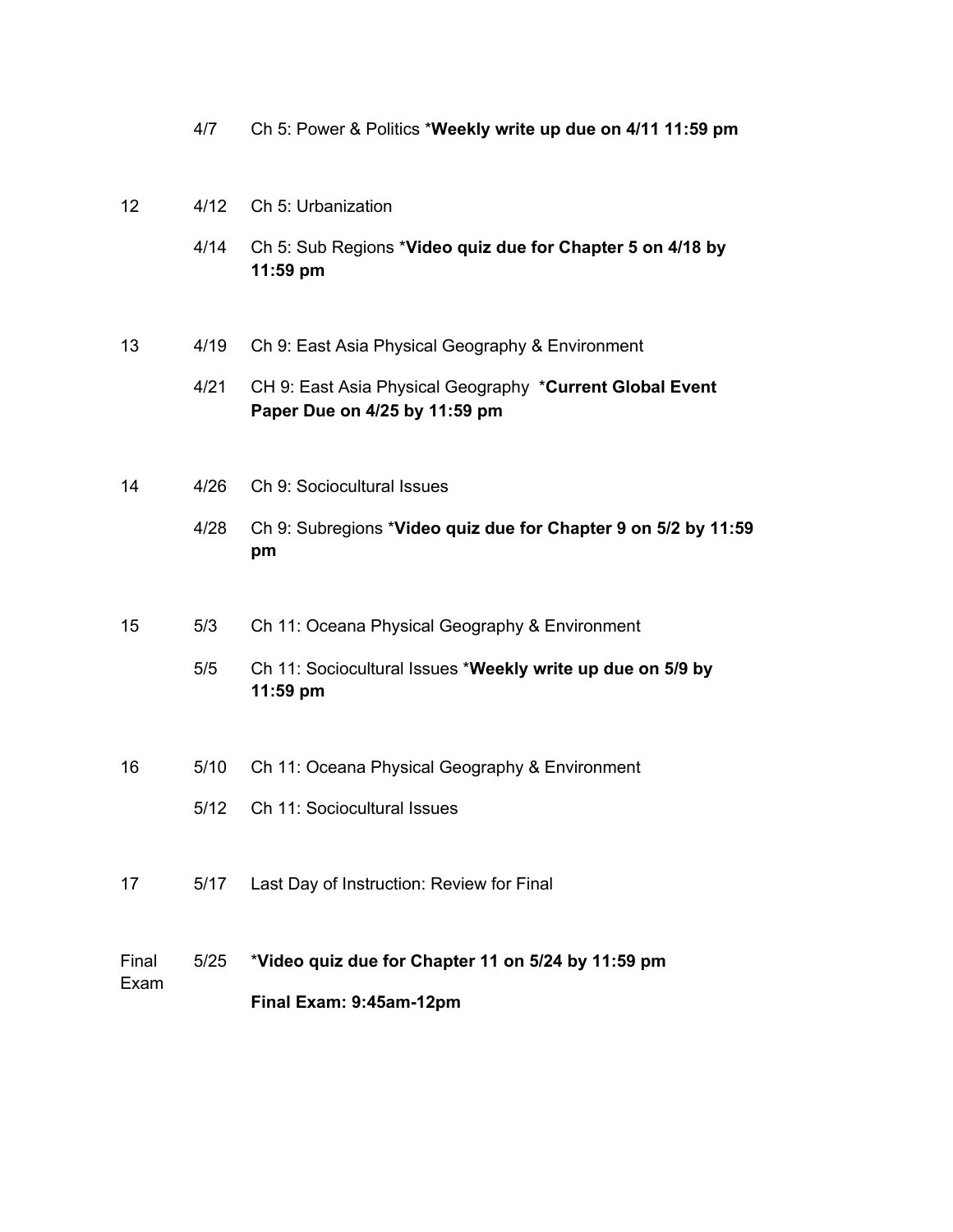| | | |
|---|---|---|
| | 4/7 | Ch 5: Power & Politics ***Weekly write up due on 4/11 11:59 pm** |
| 12 | 4/12 | Ch 5: Urbanization |
| | 4/14 | Ch 5: Sub Regions ***Video quiz due for Chapter 5 on 4/18 by 11:59 pm** |
| 13 | 4/19 | Ch 9: East Asia Physical Geography & Environment |
| | 4/21 | CH 9: East Asia Physical Geography ***Current Global Event Paper Due on 4/25 by 11:59 pm** |
| 14 | 4/26 | Ch 9: Sociocultural Issues |
| | 4/28 | Ch 9: Subregions ***Video quiz due for Chapter 9 on 5/2 by 11:59 pm** |
| 15 | 5/3 | Ch 11: Oceana Physical Geography & Environment |
| | 5/5 | Ch 11: Sociocultural Issues ***Weekly write up due on 5/9 by 11:59 pm** |
| 16 | 5/10 | Ch 11: Oceana Physical Geography & Environment |
| | 5/12 | Ch 11: Sociocultural Issues |
| 17 | 5/17 | Last Day of Instruction: Review for Final |
| Final Exam | 5/25 | ***Video quiz due for Chapter 11 on 5/24 by 11:59 pm** **Final Exam: 9:45am-12pm** |